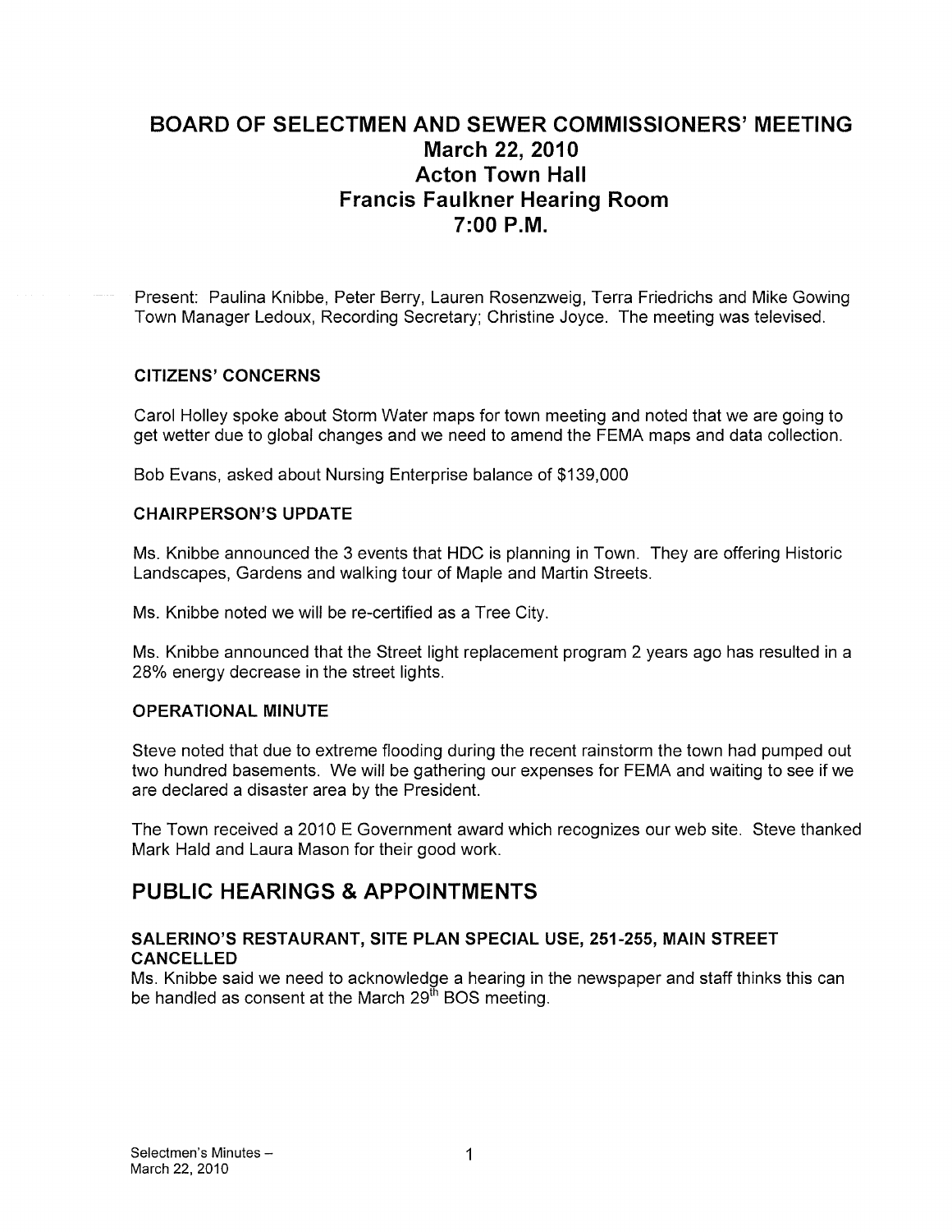# BOARD OF SELECTMEN AND SEWER COMMISSIONERS' MEETING
## March 22, 2010
## Acton Town Hall
## Francis Faulkner Hearing Room
## 7:00 P.M.

Present: Paulina Knibbe, Peter Berry, Lauren Rosenzweig, Terra Friedrichs and Mike Gowing Town Manager Ledoux, Recording Secretary; Christine Joyce. The meeting was televised.

### CITIZENS' CONCERNS

Carol Holley spoke about Storm Water maps for town meeting and noted that we are going to get wetter due to global changes and we need to amend the FEMA maps and data collection.

Bob Evans, asked about Nursing Enterprise balance of $139,000

### CHAIRPERSON'S UPDATE

Ms. Knibbe announced the 3 events that HDC is planning in Town. They are offering Historic Landscapes, Gardens and walking tour of Maple and Martin Streets.

Ms. Knibbe noted we will be re-certified as a Tree City.

Ms. Knibbe announced that the Street light replacement program 2 years ago has resulted in a 28% energy decrease in the street lights.

### OPERATIONAL MINUTE

Steve noted that due to extreme flooding during the recent rainstorm the town had pumped out two hundred basements. We will be gathering our expenses for FEMA and waiting to see if we are declared a disaster area by the President.

The Town received a 2010 E Government award which recognizes our web site. Steve thanked Mark Hald and Laura Mason for their good work.

## PUBLIC HEARINGS & APPOINTMENTS

### SALERINO'S RESTAURANT, SITE PLAN SPECIAL USE, 251-255, MAIN STREET CANCELLED

Ms. Knibbe said we need to acknowledge a hearing in the newspaper and staff thinks this can be handled as consent at the March 29th BOS meeting.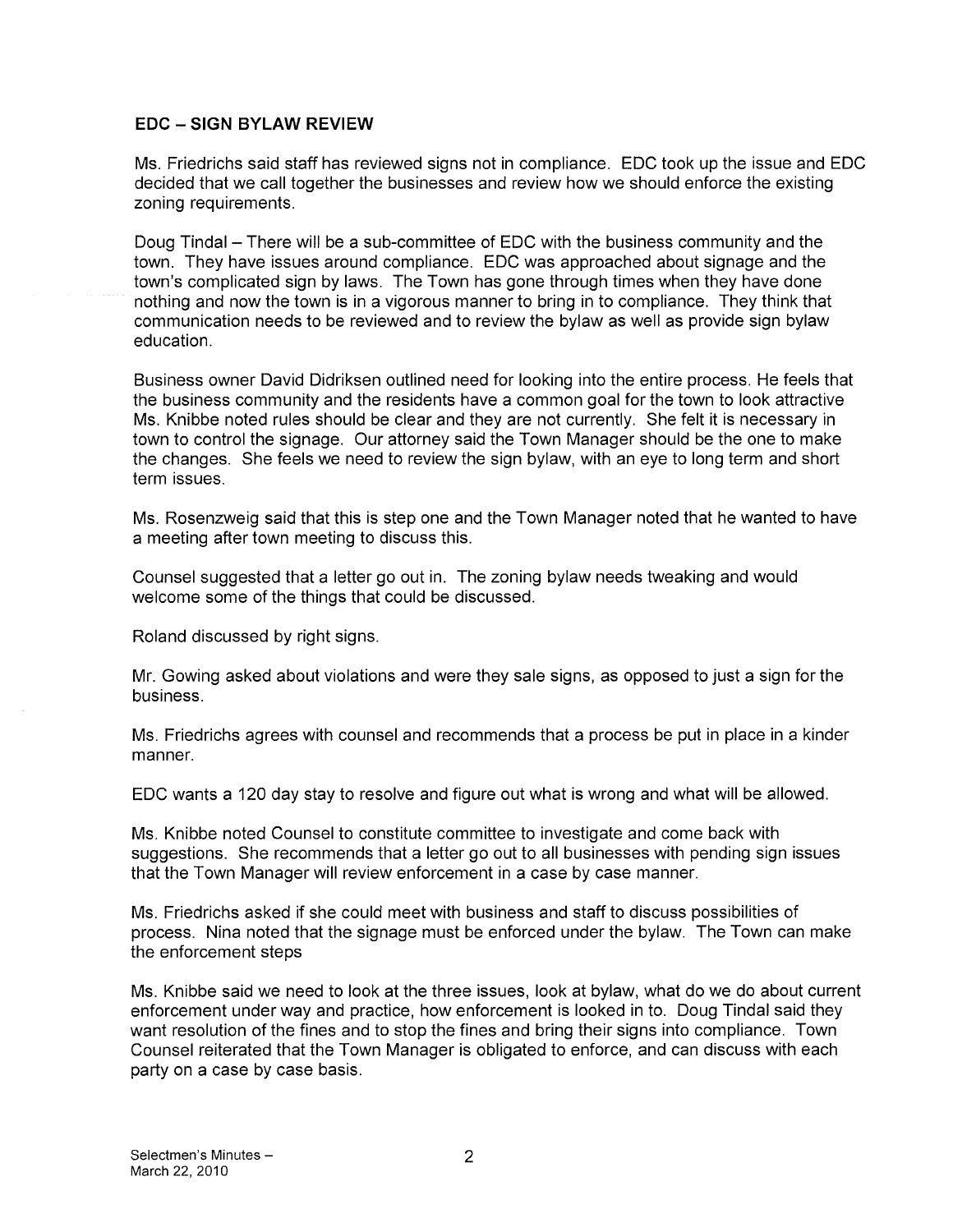## EDC – SIGN BYLAW REVIEW

Ms. Friedrichs said staff has reviewed signs not in compliance. EDC took up the issue and EDC decided that we call together the businesses and review how we should enforce the existing zoning requirements.

Doug Tindal – There will be a sub-committee of EDC with the business community and the town. They have issues around compliance. EDC was approached about signage and the town's complicated sign by laws. The Town has gone through times when they have done nothing and now the town is in a vigorous manner to bring in to compliance. They think that communication needs to be reviewed and to review the bylaw as well as provide sign bylaw education.

Business owner David Didriksen outlined need for looking into the entire process. He feels that the business community and the residents have a common goal for the town to look attractive Ms. Knibbe noted rules should be clear and they are not currently. She felt it is necessary in town to control the signage. Our attorney said the Town Manager should be the one to make the changes. She feels we need to review the sign bylaw, with an eye to long term and short term issues.

Ms. Rosenzweig said that this is step one and the Town Manager noted that he wanted to have a meeting after town meeting to discuss this.

Counsel suggested that a letter go out in. The zoning bylaw needs tweaking and would welcome some of the things that could be discussed.

Roland discussed by right signs.

Mr. Gowing asked about violations and were they sale signs, as opposed to just a sign for the business.

Ms. Friedrichs agrees with counsel and recommends that a process be put in place in a kinder manner.

EDC wants a 120 day stay to resolve and figure out what is wrong and what will be allowed.

Ms. Knibbe noted Counsel to constitute committee to investigate and come back with suggestions. She recommends that a letter go out to all businesses with pending sign issues that the Town Manager will review enforcement in a case by case manner.

Ms. Friedrichs asked if she could meet with business and staff to discuss possibilities of process. Nina noted that the signage must be enforced under the bylaw. The Town can make the enforcement steps

Ms. Knibbe said we need to look at the three issues, look at bylaw, what do we do about current enforcement under way and practice, how enforcement is looked in to. Doug Tindal said they want resolution of the fines and to stop the fines and bring their signs into compliance. Town Counsel reiterated that the Town Manager is obligated to enforce, and can discuss with each party on a case by case basis.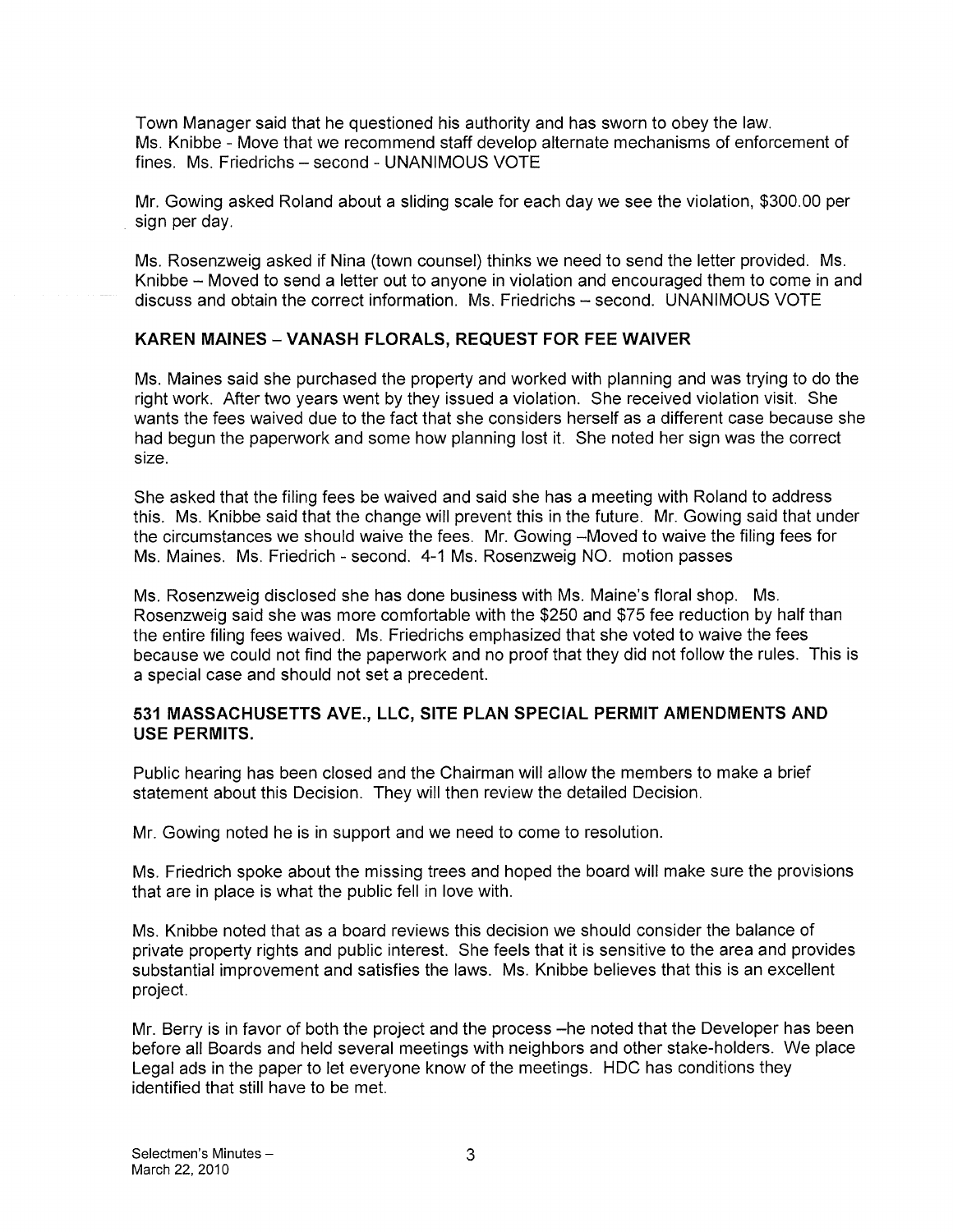Town Manager said that he questioned his authority and has sworn to obey the law.
Ms. Knibbe - Move that we recommend staff develop alternate mechanisms of enforcement of fines. Ms. Friedrichs – second - UNANIMOUS VOTE

Mr. Gowing asked Roland about a sliding scale for each day we see the violation, $300.00 per sign per day.

Ms. Rosenzweig asked if Nina (town counsel) thinks we need to send the letter provided. Ms. Knibbe – Moved to send a letter out to anyone in violation and encouraged them to come in and discuss and obtain the correct information. Ms. Friedrichs – second. UNANIMOUS VOTE

**KAREN MAINES – VANASH FLORALS, REQUEST FOR FEE WAIVER**

Ms. Maines said she purchased the property and worked with planning and was trying to do the right work. After two years went by they issued a violation. She received violation visit. She wants the fees waived due to the fact that she considers herself as a different case because she had begun the paperwork and some how planning lost it. She noted her sign was the correct size.

She asked that the filing fees be waived and said she has a meeting with Roland to address this. Ms. Knibbe said that the change will prevent this in the future. Mr. Gowing said that under the circumstances we should waive the fees. Mr. Gowing –Moved to waive the filing fees for Ms. Maines. Ms. Friedrich - second. 4-1 Ms. Rosenzweig NO. motion passes

Ms. Rosenzweig disclosed she has done business with Ms. Maine's floral shop. Ms. Rosenzweig said she was more comfortable with the $250 and $75 fee reduction by half than the entire filing fees waived. Ms. Friedrichs emphasized that she voted to waive the fees because we could not find the paperwork and no proof that they did not follow the rules. This is a special case and should not set a precedent.

**531 MASSACHUSETTS AVE., LLC, SITE PLAN SPECIAL PERMIT AMENDMENTS AND USE PERMITS.**

Public hearing has been closed and the Chairman will allow the members to make a brief statement about this Decision. They will then review the detailed Decision.

Mr. Gowing noted he is in support and we need to come to resolution.

Ms. Friedrich spoke about the missing trees and hoped the board will make sure the provisions that are in place is what the public fell in love with.

Ms. Knibbe noted that as a board reviews this decision we should consider the balance of private property rights and public interest. She feels that it is sensitive to the area and provides substantial improvement and satisfies the laws. Ms. Knibbe believes that this is an excellent project.

Mr. Berry is in favor of both the project and the process –he noted that the Developer has been before all Boards and held several meetings with neighbors and other stake-holders. We place Legal ads in the paper to let everyone know of the meetings. HDC has conditions they identified that still have to be met.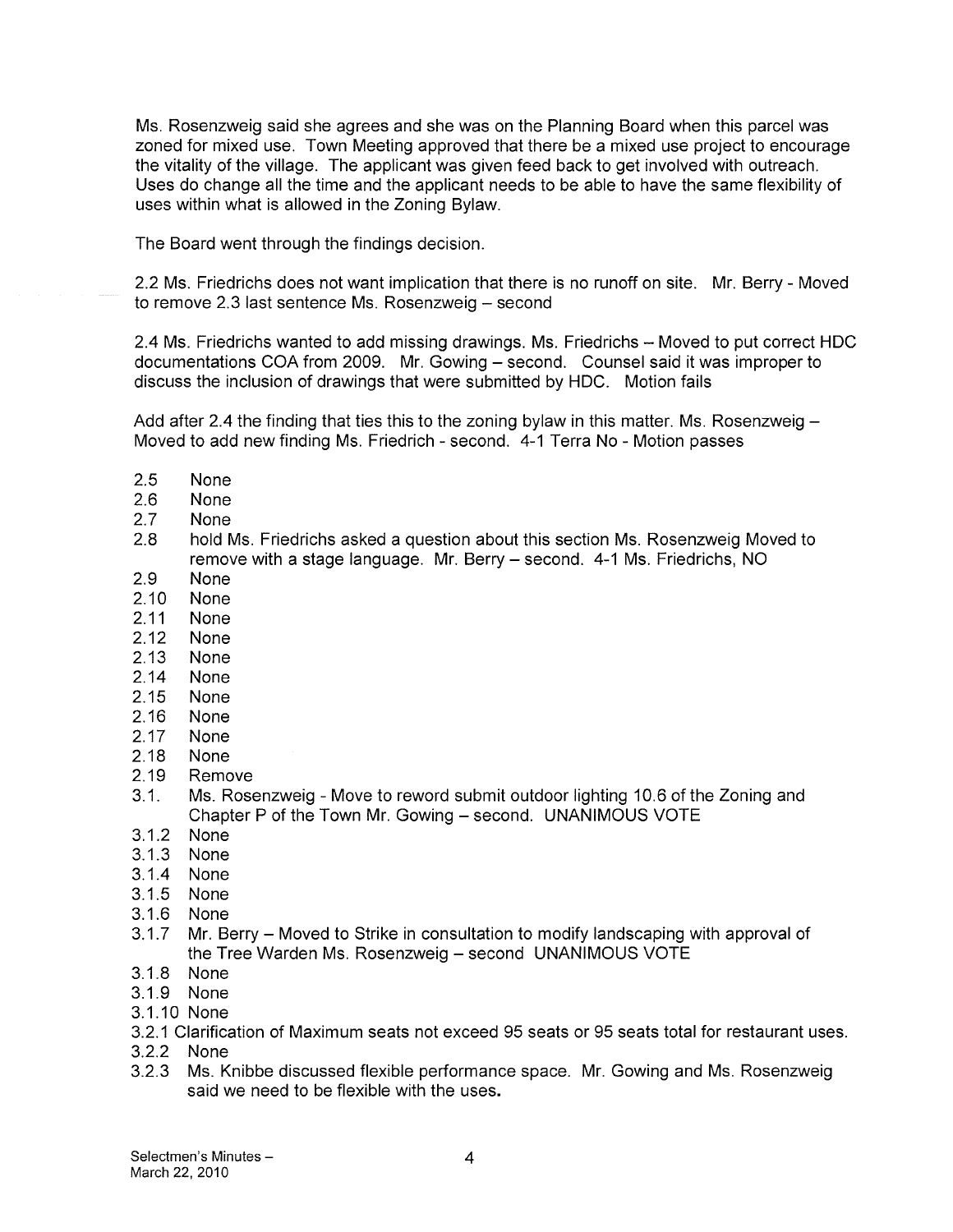Ms. Rosenzweig said she agrees and she was on the Planning Board when this parcel was zoned for mixed use. Town Meeting approved that there be a mixed use project to encourage the vitality of the village. The applicant was given feed back to get involved with outreach. Uses do change all the time and the applicant needs to be able to have the same flexibility of uses within what is allowed in the Zoning Bylaw.

The Board went through the findings decision.

2.2 Ms. Friedrichs does not want implication that there is no runoff on site. Mr. Berry - Moved to remove 2.3 last sentence Ms. Rosenzweig – second

2.4 Ms. Friedrichs wanted to add missing drawings. Ms. Friedrichs – Moved to put correct HDC documentations COA from 2009. Mr. Gowing – second. Counsel said it was improper to discuss the inclusion of drawings that were submitted by HDC. Motion fails

Add after 2.4 the finding that ties this to the zoning bylaw in this matter. Ms. Rosenzweig – Moved to add new finding Ms. Friedrich - second. 4-1 Terra No - Motion passes

- 2.5 None
- 2.6 None
- 2.7 None
- 2.8 hold Ms. Friedrichs asked a question about this section Ms. Rosenzweig Moved to remove with a stage language. Mr. Berry – second. 4-1 Ms. Friedrichs, NO
- 2.9 None
- 2.10 None
- 2.11 None
- 2.12 None
- 2.13 None
- 2.14 None
- 2.15 None
- 2.16 None
- 2.17 None
- 2.18 None
- 2.19 Remove
- 3.1. Ms. Rosenzweig - Move to reword submit outdoor lighting 10.6 of the Zoning and Chapter P of the Town Mr. Gowing – second. UNANIMOUS VOTE
- 3.1.2 None
- 3.1.3 None
- 3.1.4 None
- 3.1.5 None
- 3.1.6 None
- 3.1.7 Mr. Berry – Moved to Strike in consultation to modify landscaping with approval of the Tree Warden Ms. Rosenzweig – second UNANIMOUS VOTE
- 3.1.8 None
- 3.1.9 None
- 3.1.10 None
- 3.2.1 Clarification of Maximum seats not exceed 95 seats or 95 seats total for restaurant uses.
- 3.2.2 None
- 3.2.3 Ms. Knibbe discussed flexible performance space. Mr. Gowing and Ms. Rosenzweig said we need to be flexible with the uses.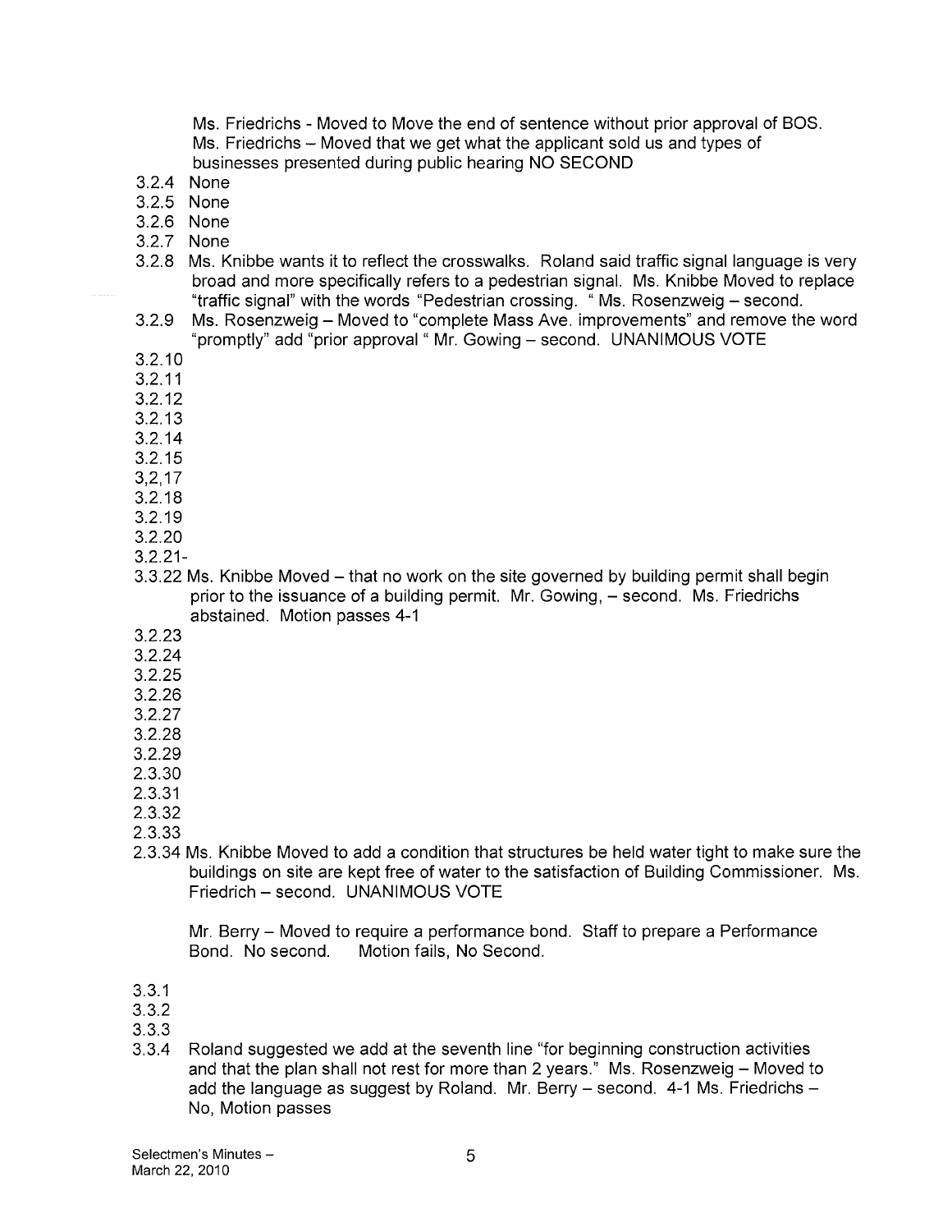Ms. Friedrichs - Moved to Move the end of sentence without prior approval of BOS.
Ms. Friedrichs – Moved that we get what the applicant sold us and types of businesses presented during public hearing NO SECOND

3.2.4 None
3.2.5 None
3.2.6 None
3.2.7 None
3.2.8 Ms. Knibbe wants it to reflect the crosswalks. Roland said traffic signal language is very broad and more specifically refers to a pedestrian signal. Ms. Knibbe Moved to replace "traffic signal" with the words "Pedestrian crossing. " Ms. Rosenzweig – second.
3.2.9 Ms. Rosenzweig – Moved to "complete Mass Ave. improvements" and remove the word "promptly" add "prior approval " Mr. Gowing – second. UNANIMOUS VOTE
3.2.10
3.2.11
3.2.12
3.2.13
3.2.14
3.2.15
3,2,17
3.2.18
3.2.19
3.2.20
3.2.21-
3.3.22 Ms. Knibbe Moved – that no work on the site governed by building permit shall begin prior to the issuance of a building permit. Mr. Gowing, – second. Ms. Friedrichs abstained. Motion passes 4-1
3.2.23
3.2.24
3.2.25
3.2.26
3.2.27
3.2.28
3.2.29
2.3.30
2.3.31
2.3.32
2.3.33
2.3.34 Ms. Knibbe Moved to add a condition that structures be held water tight to make sure the buildings on site are kept free of water to the satisfaction of Building Commissioner. Ms. Friedrich – second. UNANIMOUS VOTE

Mr. Berry – Moved to require a performance bond. Staff to prepare a Performance Bond. No second. Motion fails, No Second.

3.3.1
3.3.2
3.3.3
3.3.4 Roland suggested we add at the seventh line "for beginning construction activities and that the plan shall not rest for more than 2 years." Ms. Rosenzweig – Moved to add the language as suggest by Roland. Mr. Berry – second. 4-1 Ms. Friedrichs – No, Motion passes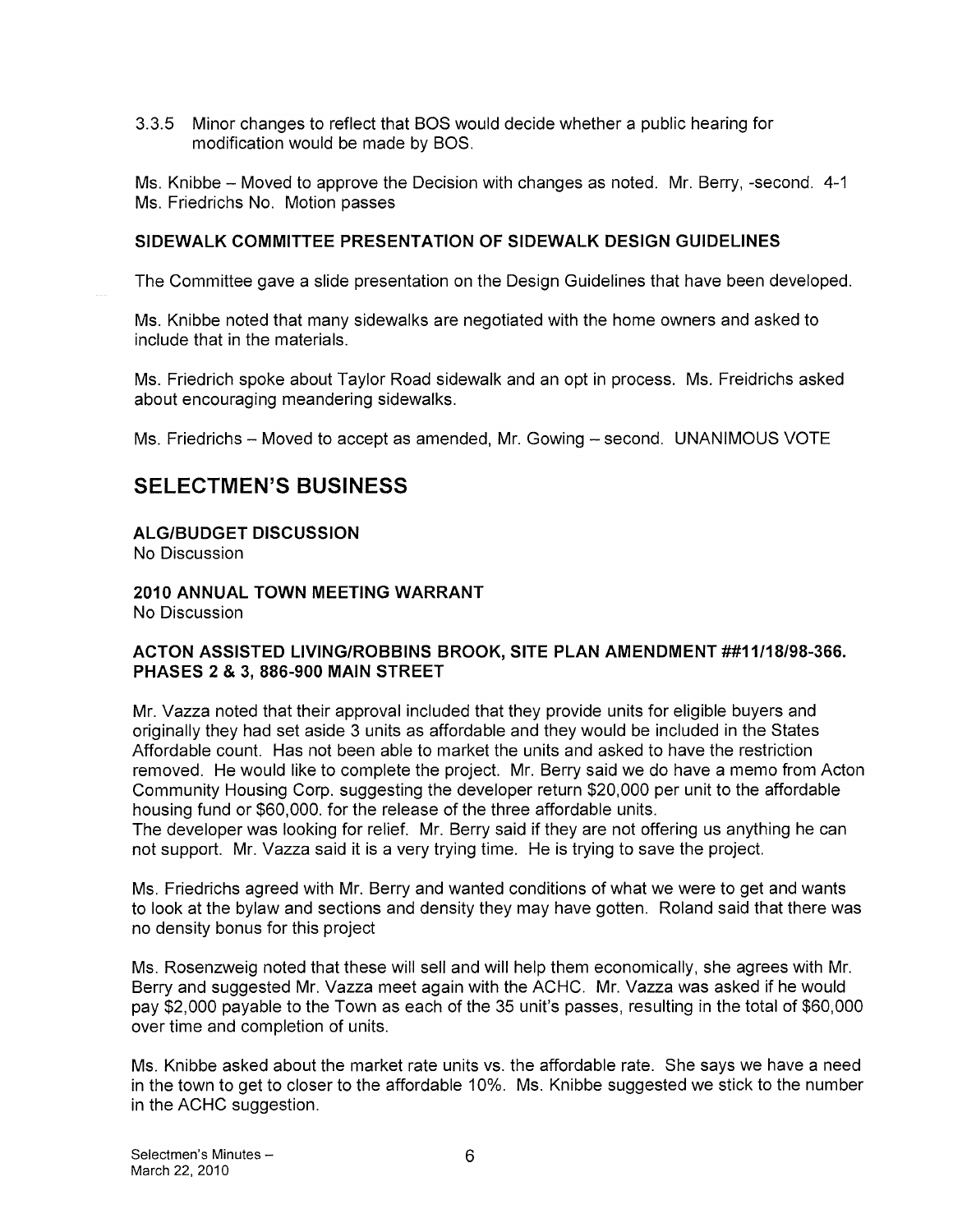3.3.5 Minor changes to reflect that BOS would decide whether a public hearing for modification would be made by BOS.

Ms. Knibbe – Moved to approve the Decision with changes as noted. Mr. Berry, -second. 4-1 Ms. Friedrichs No. Motion passes

**SIDEWALK COMMITTEE PRESENTATION OF SIDEWALK DESIGN GUIDELINES**

The Committee gave a slide presentation on the Design Guidelines that have been developed.

Ms. Knibbe noted that many sidewalks are negotiated with the home owners and asked to include that in the materials.

Ms. Friedrich spoke about Taylor Road sidewalk and an opt in process. Ms. Freidrichs asked about encouraging meandering sidewalks.

Ms. Friedrichs – Moved to accept as amended, Mr. Gowing – second. UNANIMOUS VOTE

## SELECTMEN'S BUSINESS

**ALG/BUDGET DISCUSSION**
No Discussion

**2010 ANNUAL TOWN MEETING WARRANT**
No Discussion

**ACTON ASSISTED LIVING/ROBBINS BROOK, SITE PLAN AMENDMENT ##11/18/98-366. PHASES 2 & 3, 886-900 MAIN STREET**

Mr. Vazza noted that their approval included that they provide units for eligible buyers and originally they had set aside 3 units as affordable and they would be included in the States Affordable count. Has not been able to market the units and asked to have the restriction removed. He would like to complete the project. Mr. Berry said we do have a memo from Acton Community Housing Corp. suggesting the developer return $20,000 per unit to the affordable housing fund or $60,000. for the release of the three affordable units.
The developer was looking for relief. Mr. Berry said if they are not offering us anything he can not support. Mr. Vazza said it is a very trying time. He is trying to save the project.

Ms. Friedrichs agreed with Mr. Berry and wanted conditions of what we were to get and wants to look at the bylaw and sections and density they may have gotten. Roland said that there was no density bonus for this project

Ms. Rosenzweig noted that these will sell and will help them economically, she agrees with Mr. Berry and suggested Mr. Vazza meet again with the ACHC. Mr. Vazza was asked if he would pay $2,000 payable to the Town as each of the 35 unit's passes, resulting in the total of $60,000 over time and completion of units.

Ms. Knibbe asked about the market rate units vs. the affordable rate. She says we have a need in the town to get to closer to the affordable 10%. Ms. Knibbe suggested we stick to the number in the ACHC suggestion.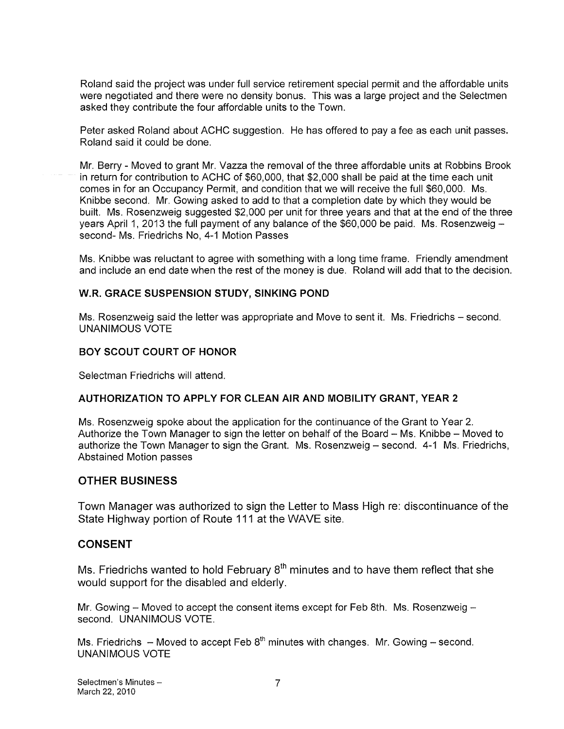Roland said the project was under full service retirement special permit and the affordable units were negotiated and there were no density bonus. This was a large project and the Selectmen asked they contribute the four affordable units to the Town.

Peter asked Roland about ACHC suggestion. He has offered to pay a fee as each unit passes. Roland said it could be done.

Mr. Berry - Moved to grant Mr. Vazza the removal of the three affordable units at Robbins Brook in return for contribution to ACHC of $60,000, that $2,000 shall be paid at the time each unit comes in for an Occupancy Permit, and condition that we will receive the full $60,000. Ms. Knibbe second. Mr. Gowing asked to add to that a completion date by which they would be built. Ms. Rosenzweig suggested $2,000 per unit for three years and that at the end of the three years April 1, 2013 the full payment of any balance of the $60,000 be paid. Ms. Rosenzweig – second- Ms. Friedrichs No, 4-1 Motion Passes

Ms. Knibbe was reluctant to agree with something with a long time frame. Friendly amendment and include an end date when the rest of the money is due. Roland will add that to the decision.

### W.R. GRACE SUSPENSION STUDY, SINKING POND

Ms. Rosenzweig said the letter was appropriate and Move to sent it. Ms. Friedrichs – second. UNANIMOUS VOTE

### BOY SCOUT COURT OF HONOR

Selectman Friedrichs will attend.

### AUTHORIZATION TO APPLY FOR CLEAN AIR AND MOBILITY GRANT, YEAR 2

Ms. Rosenzweig spoke about the application for the continuance of the Grant to Year 2. Authorize the Town Manager to sign the letter on behalf of the Board – Ms. Knibbe – Moved to authorize the Town Manager to sign the Grant. Ms. Rosenzweig – second. 4-1 Ms. Friedrichs, Abstained Motion passes

## OTHER BUSINESS

Town Manager was authorized to sign the Letter to Mass High re: discontinuance of the State Highway portion of Route 111 at the WAVE site.

## CONSENT

Ms. Friedrichs wanted to hold February 8th minutes and to have them reflect that she would support for the disabled and elderly.

Mr. Gowing – Moved to accept the consent items except for Feb 8th. Ms. Rosenzweig – second. UNANIMOUS VOTE.

Ms. Friedrichs – Moved to accept Feb 8th minutes with changes. Mr. Gowing – second. UNANIMOUS VOTE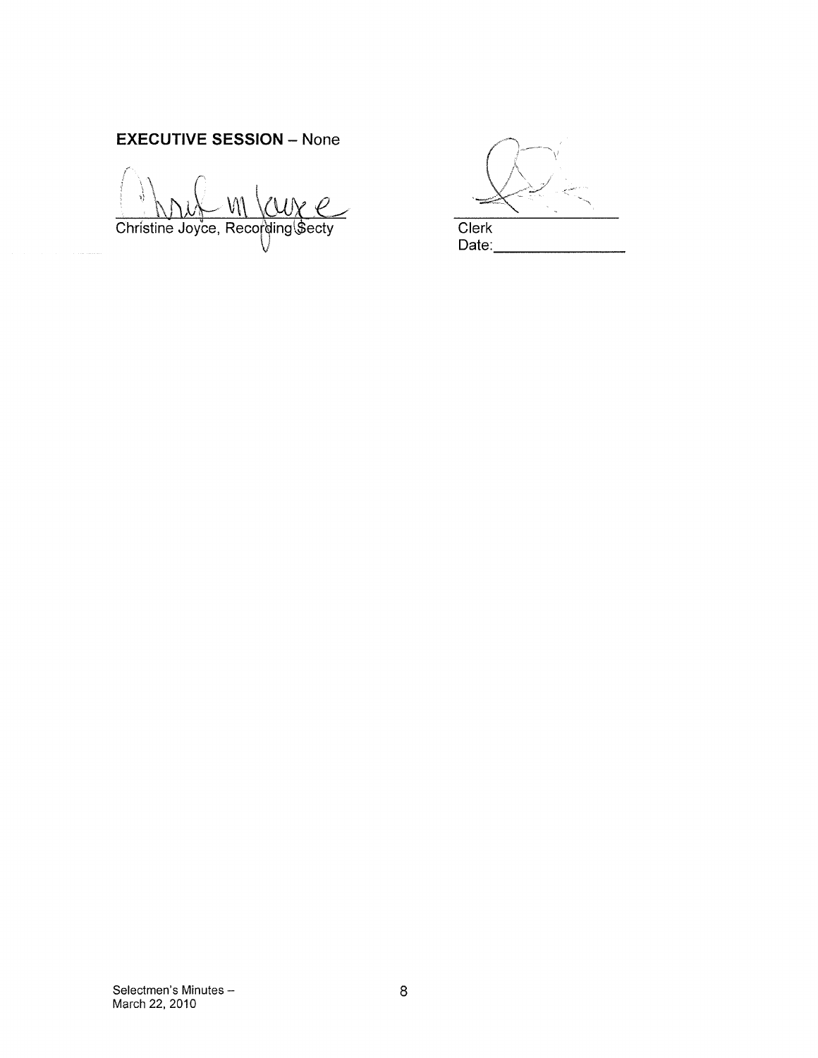**EXECUTIVE SESSION** – None

Christine Joyce, Recording Secty

Clerk

Date:_______________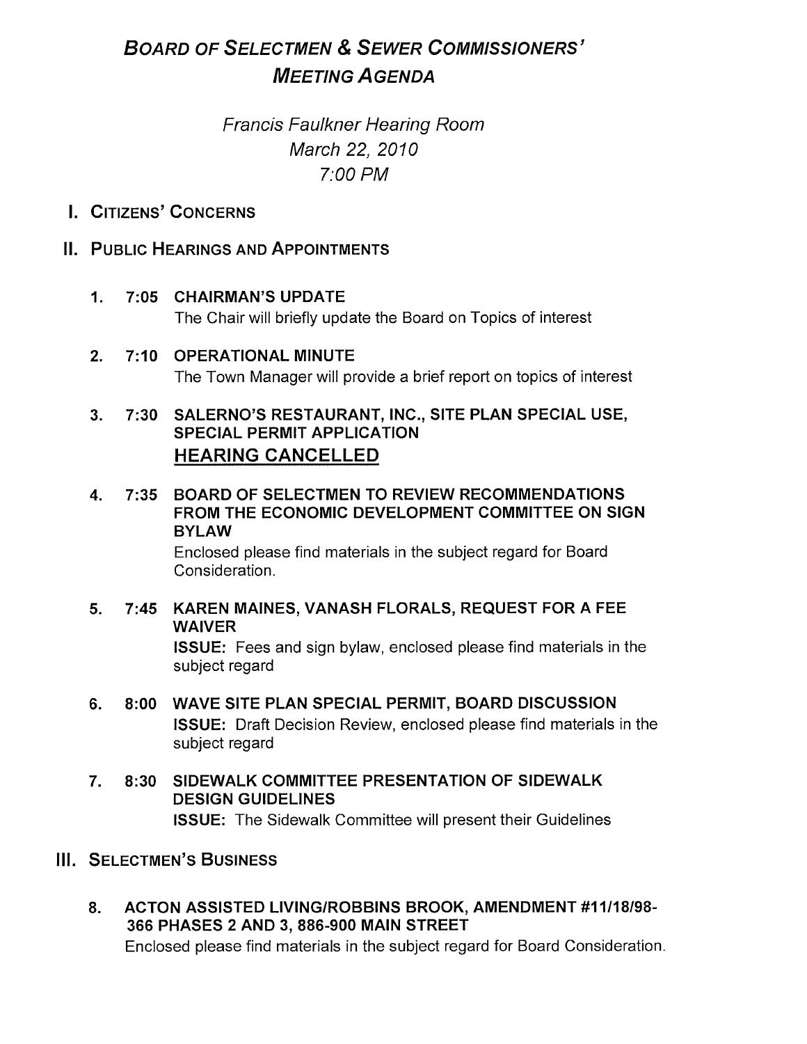# *BOARD OF SELECTMEN & SEWER COMMISSIONERS' MEETING AGENDA*

*Francis Faulkner Hearing Room*
*March 22, 2010*
*7:00 PM*

## I. CITIZENS' CONCERNS

## II. PUBLIC HEARINGS AND APPOINTMENTS

1. **7:05 CHAIRMAN'S UPDATE**
   The Chair will briefly update the Board on Topics of interest

2. **7:10 OPERATIONAL MINUTE**
   The Town Manager will provide a brief report on topics of interest

3. **7:30 SALERNO'S RESTAURANT, INC., SITE PLAN SPECIAL USE, SPECIAL PERMIT APPLICATION**
   **HEARING CANCELLED**

4. **7:35 BOARD OF SELECTMEN TO REVIEW RECOMMENDATIONS FROM THE ECONOMIC DEVELOPMENT COMMITTEE ON SIGN BYLAW**
   Enclosed please find materials in the subject regard for Board Consideration.

5. **7:45 KAREN MAINES, VANASH FLORALS, REQUEST FOR A FEE WAIVER**
   **ISSUE:** Fees and sign bylaw, enclosed please find materials in the subject regard

6. **8:00 WAVE SITE PLAN SPECIAL PERMIT, BOARD DISCUSSION**
   **ISSUE:** Draft Decision Review, enclosed please find materials in the subject regard

7. **8:30 SIDEWALK COMMITTEE PRESENTATION OF SIDEWALK DESIGN GUIDELINES**
   **ISSUE:** The Sidewalk Committee will present their Guidelines

## III. SELECTMEN'S BUSINESS

8. **ACTON ASSISTED LIVING/ROBBINS BROOK, AMENDMENT #11/18/98-366 PHASES 2 AND 3, 886-900 MAIN STREET**
   Enclosed please find materials in the subject regard for Board Consideration.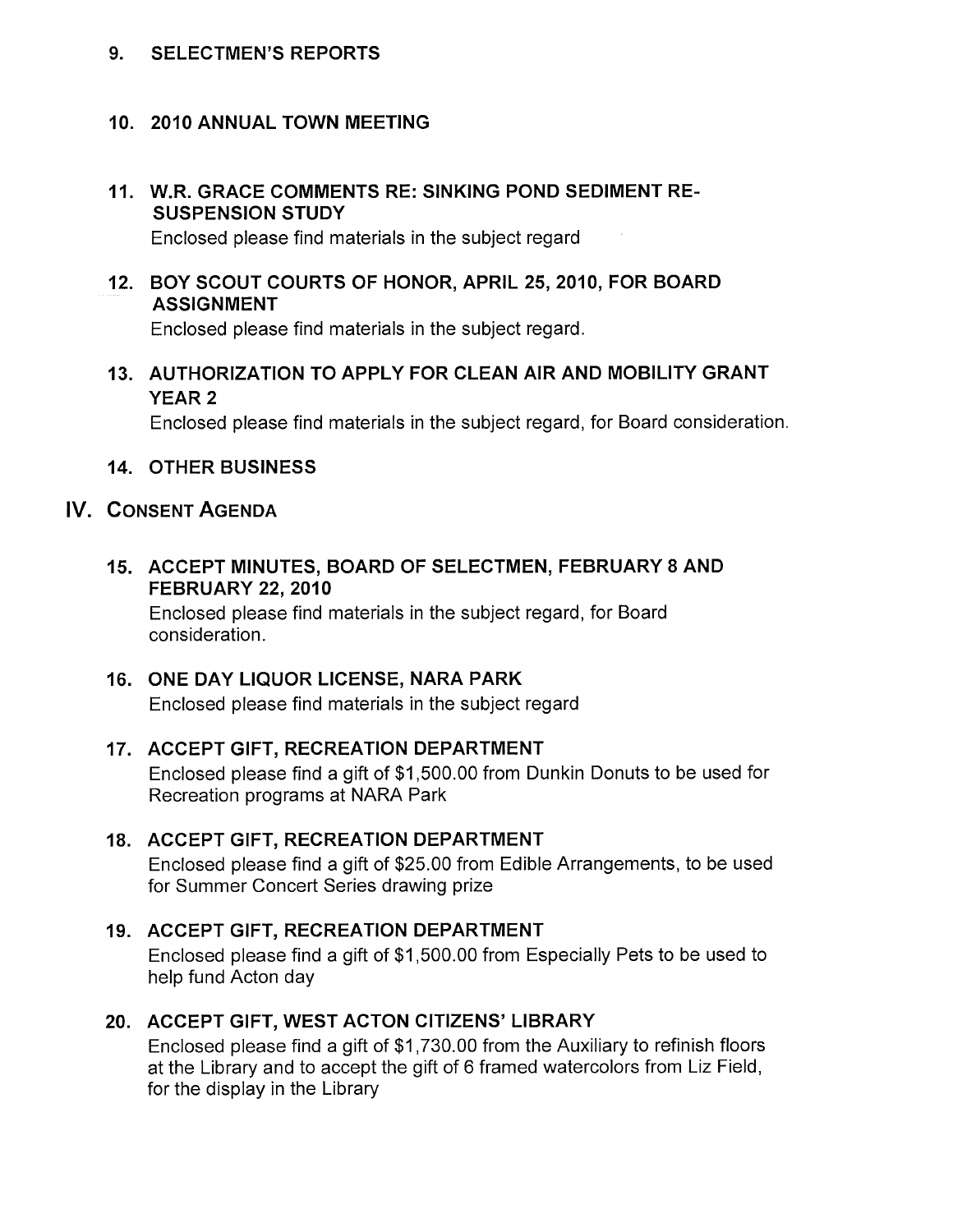### 9. SELECTMEN'S REPORTS

### 10. 2010 ANNUAL TOWN MEETING

### 11. W.R. GRACE COMMENTS RE: SINKING POND SEDIMENT RE-SUSPENSION STUDY

Enclosed please find materials in the subject regard

### 12. BOY SCOUT COURTS OF HONOR, APRIL 25, 2010, FOR BOARD ASSIGNMENT

Enclosed please find materials in the subject regard.

### 13. AUTHORIZATION TO APPLY FOR CLEAN AIR AND MOBILITY GRANT YEAR 2

Enclosed please find materials in the subject regard, for Board consideration.

### 14. OTHER BUSINESS

## IV. CONSENT AGENDA

### 15. ACCEPT MINUTES, BOARD OF SELECTMEN, FEBRUARY 8 AND FEBRUARY 22, 2010

Enclosed please find materials in the subject regard, for Board consideration.

### 16. ONE DAY LIQUOR LICENSE, NARA PARK

Enclosed please find materials in the subject regard

### 17. ACCEPT GIFT, RECREATION DEPARTMENT

Enclosed please find a gift of $1,500.00 from Dunkin Donuts to be used for Recreation programs at NARA Park

### 18. ACCEPT GIFT, RECREATION DEPARTMENT

Enclosed please find a gift of $25.00 from Edible Arrangements, to be used for Summer Concert Series drawing prize

### 19. ACCEPT GIFT, RECREATION DEPARTMENT

Enclosed please find a gift of $1,500.00 from Especially Pets to be used to help fund Acton day

### 20. ACCEPT GIFT, WEST ACTON CITIZENS' LIBRARY

Enclosed please find a gift of $1,730.00 from the Auxiliary to refinish floors at the Library and to accept the gift of 6 framed watercolors from Liz Field, for the display in the Library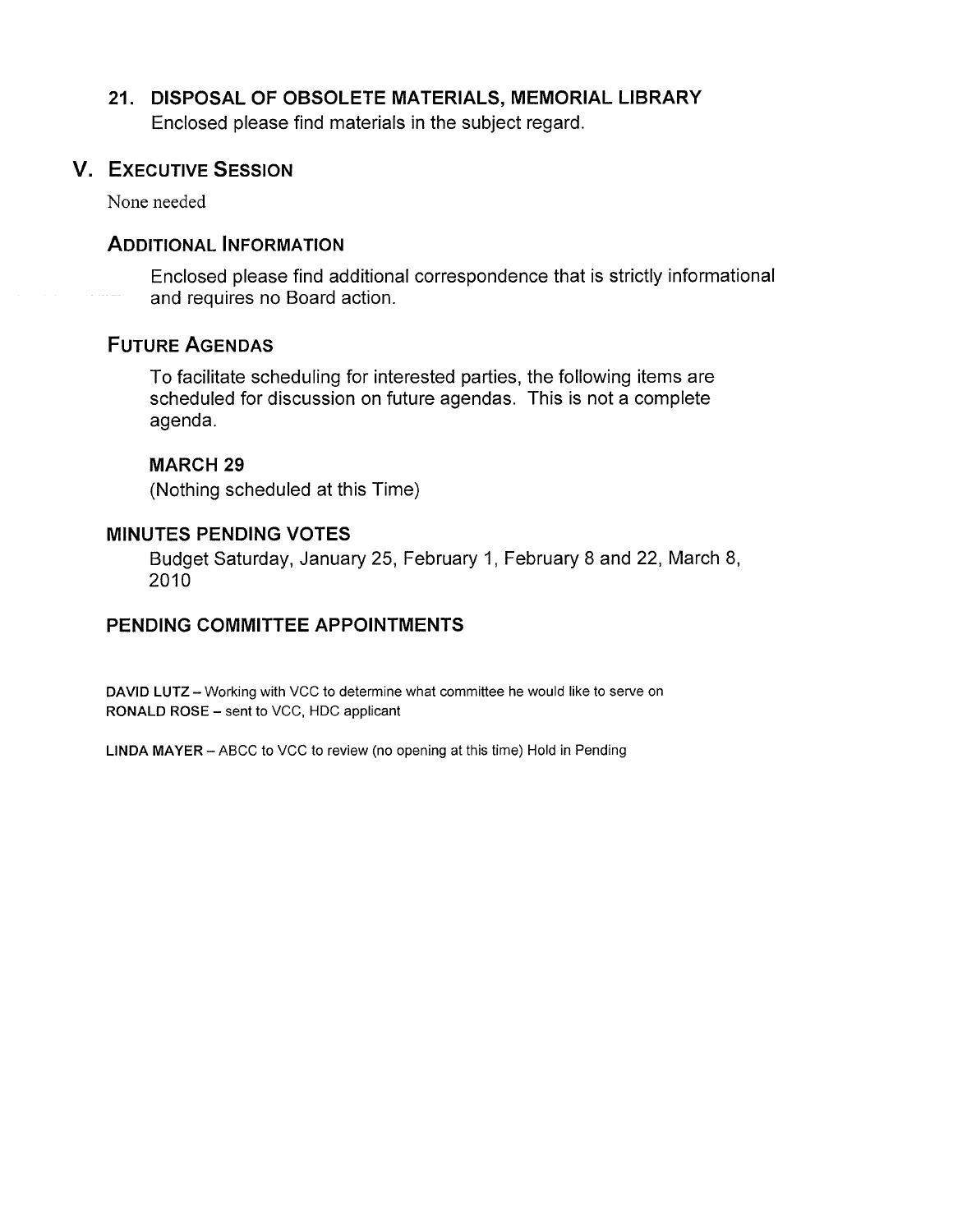### 21. DISPOSAL OF OBSOLETE MATERIALS, MEMORIAL LIBRARY

Enclosed please find materials in the subject regard.

## V. EXECUTIVE SESSION

None needed

### ADDITIONAL INFORMATION

Enclosed please find additional correspondence that is strictly informational and requires no Board action.

### FUTURE AGENDAS

To facilitate scheduling for interested parties, the following items are scheduled for discussion on future agendas. This is not a complete agenda.

#### MARCH 29

(Nothing scheduled at this Time)

### MINUTES PENDING VOTES

Budget Saturday, January 25, February 1, February 8 and 22, March 8, 2010

### PENDING COMMITTEE APPOINTMENTS

**DAVID LUTZ** – Working with VCC to determine what committee he would like to serve on
**RONALD ROSE** – sent to VCC, HDC applicant

**LINDA MAYER** – ABCC to VCC to review (no opening at this time) Hold in Pending